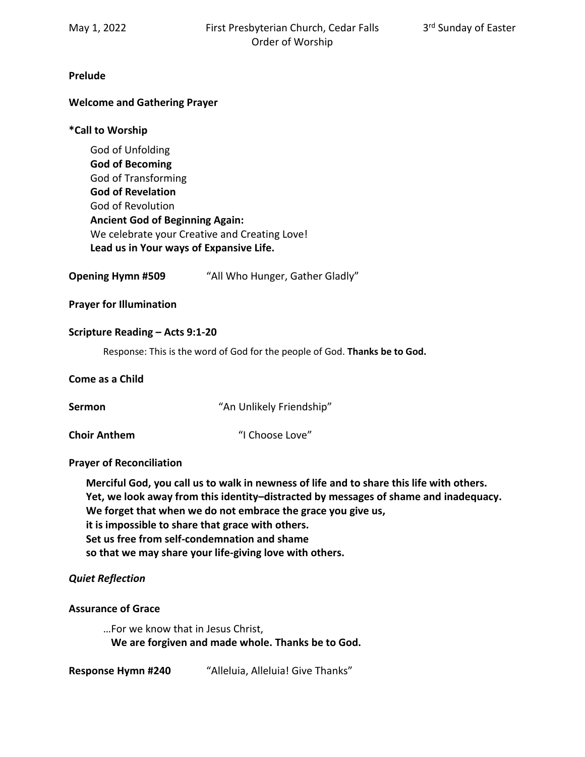May 1, 2022 First Presbyterian Church, Cedar Falls 3rd Sunday of Easter

Order of Worship

**Prelude**

**Welcome and Gathering Prayer**

**\*Call to Worship**

God of Unfolding
**God of Becoming**
God of Transforming
**God of Revelation**
God of Revolution
**Ancient God of Beginning Again:**
We celebrate your Creative and Creating Love!
**Lead us in Your ways of Expansive Life.**

**Opening Hymn #509** "All Who Hunger, Gather Gladly"

**Prayer for Illumination**

**Scripture Reading – Acts 9:1-20**

Response: This is the word of God for the people of God. **Thanks be to God.**

**Come as a Child**

**Sermon** "An Unlikely Friendship"

**Choir Anthem** "I Choose Love"

**Prayer of Reconciliation**

**Merciful God, you call us to walk in newness of life and to share this life with others.**
**Yet, we look away from this identity–distracted by messages of shame and inadequacy.**
**We forget that when we do not embrace the grace you give us,**
**it is impossible to share that grace with others.**
**Set us free from self-condemnation and shame**
**so that we may share your life-giving love with others.**

***Quiet Reflection***

**Assurance of Grace**

…For we know that in Jesus Christ,
**We are forgiven and made whole. Thanks be to God.**

**Response Hymn #240** "Alleluia, Alleluia! Give Thanks"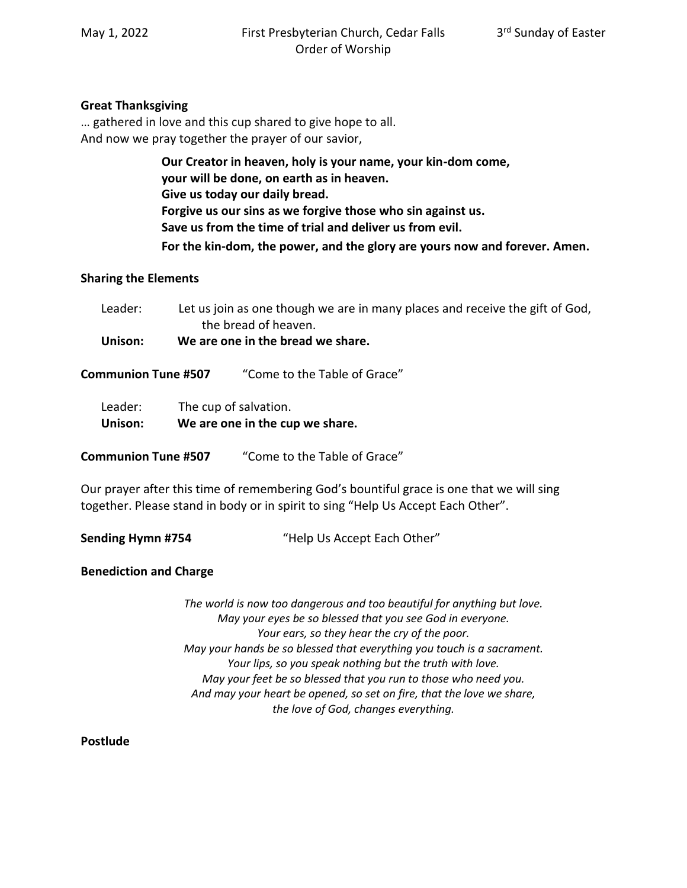**Great Thanksgiving**

… gathered in love and this cup shared to give hope to all.
And now we pray together the prayer of our savior,

> **Our Creator in heaven, holy is your name, your kin-dom come,**
> **your will be done, on earth as in heaven.**
> **Give us today our daily bread.**
> **Forgive us our sins as we forgive those who sin against us.**
> **Save us from the time of trial and deliver us from evil.**
> **For the kin-dom, the power, and the glory are yours now and forever. Amen.**

**Sharing the Elements**

Leader: Let us join as one though we are in many places and receive the gift of God, the bread of heaven.
**Unison: We are one in the bread we share.**

**Communion Tune #507** "Come to the Table of Grace"

Leader: The cup of salvation.
**Unison: We are one in the cup we share.**

**Communion Tune #507** "Come to the Table of Grace"

Our prayer after this time of remembering God's bountiful grace is one that we will sing together. Please stand in body or in spirit to sing "Help Us Accept Each Other".

**Sending Hymn #754** "Help Us Accept Each Other"

**Benediction and Charge**

*The world is now too dangerous and too beautiful for anything but love.*
*May your eyes be so blessed that you see God in everyone.*
*Your ears, so they hear the cry of the poor.*
*May your hands be so blessed that everything you touch is a sacrament.*
*Your lips, so you speak nothing but the truth with love.*
*May your feet be so blessed that you run to those who need you.*
*And may your heart be opened, so set on fire, that the love we share,*
*the love of God, changes everything.*

**Postlude**